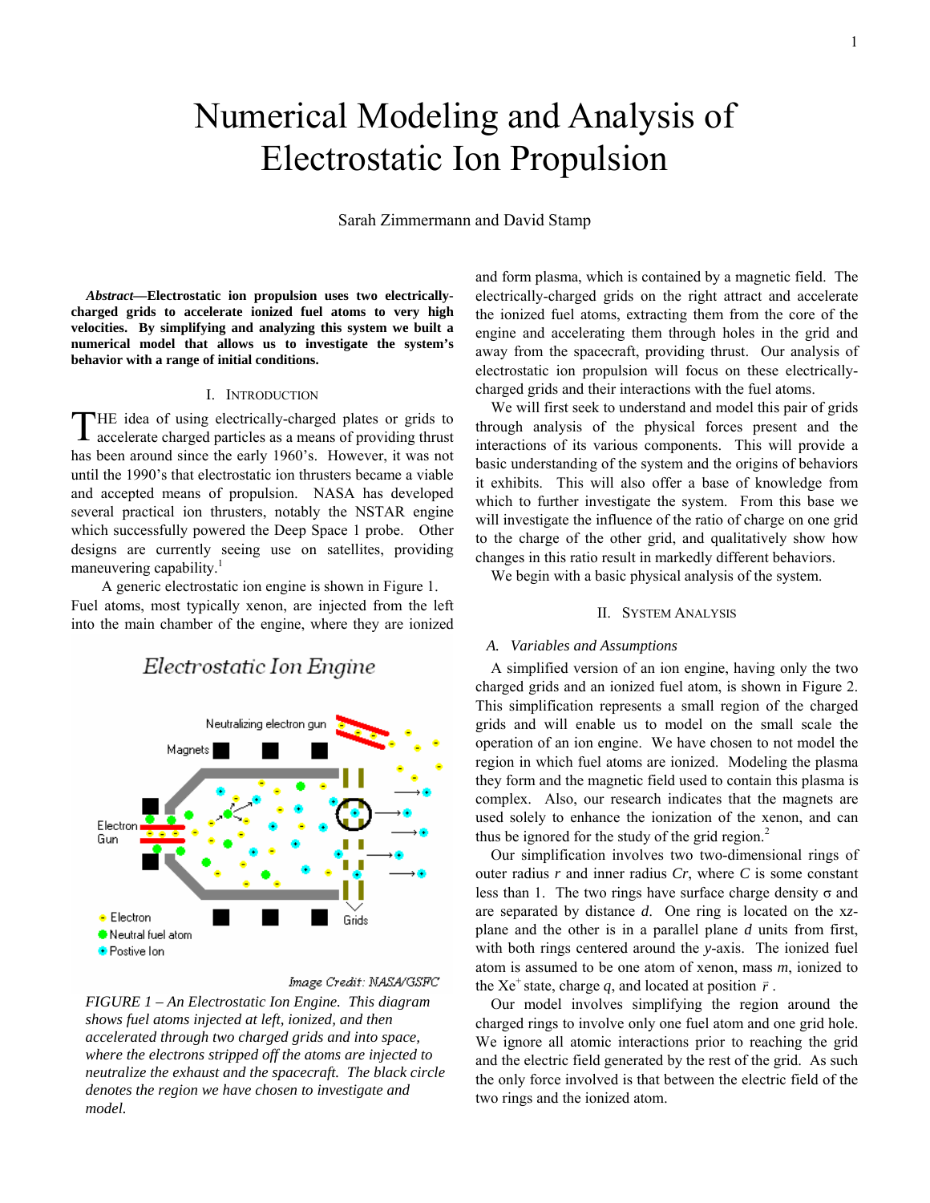# Numerical Modeling and Analysis of Electrostatic Ion Propulsion

Sarah Zimmermann and David Stamp

***Abstract*—Electrostatic ion propulsion uses two electrically-charged grids to accelerate ionized fuel atoms to very high velocities. By simplifying and analyzing this system we built a numerical model that allows us to investigate the system's behavior with a range of initial conditions.**

## I. Introduction

THE idea of using electrically-charged plates or grids to accelerate charged particles as a means of providing thrust has been around since the early 1960's. However, it was not until the 1990's that electrostatic ion thrusters became a viable and accepted means of propulsion. NASA has developed several practical ion thrusters, notably the NSTAR engine which successfully powered the Deep Space 1 probe. Other designs are currently seeing use on satellites, providing maneuvering capability.[1]

A generic electrostatic ion engine is shown in Figure 1. Fuel atoms, most typically xenon, are injected from the left into the main chamber of the engine, where they are ionized and form plasma, which is contained by a magnetic field. The electrically-charged grids on the right attract and accelerate the ionized fuel atoms, extracting them from the core of the engine and accelerating them through holes in the grid and away from the spacecraft, providing thrust. Our analysis of electrostatic ion propulsion will focus on these electrically-charged grids and their interactions with the fuel atoms.

*FIGURE 1 – An Electrostatic Ion Engine. This diagram shows fuel atoms injected at left, ionized, and then accelerated through two charged grids and into space, where the electrons stripped off the atoms are injected to neutralize the exhaust and the spacecraft. The black circle denotes the region we have chosen to investigate and model.*

We will first seek to understand and model this pair of grids through analysis of the physical forces present and the interactions of its various components. This will provide a basic understanding of the system and the origins of behaviors it exhibits. This will also offer a base of knowledge from which to further investigate the system. From this base we will investigate the influence of the ratio of charge on one grid to the charge of the other grid, and qualitatively show how changes in this ratio result in markedly different behaviors.

We begin with a basic physical analysis of the system.

## II. System Analysis

### *A. Variables and Assumptions*

A simplified version of an ion engine, having only the two charged grids and an ionized fuel atom, is shown in Figure 2. This simplification represents a small region of the charged grids and will enable us to model on the small scale the operation of an ion engine. We have chosen to not model the region in which fuel atoms are ionized. Modeling the plasma they form and the magnetic field used to contain this plasma is complex. Also, our research indicates that the magnets are used solely to enhance the ionization of the xenon, and can thus be ignored for the study of the grid region.[2]

Our simplification involves two two-dimensional rings of outer radius $r$ and inner radius $Cr$, where $C$ is some constant less than 1. The two rings have surface charge density $\sigma$ and are separated by distance $d$. One ring is located on the $xz$-plane and the other is in a parallel plane $d$ units from first, with both rings centered around the $y$-axis. The ionized fuel atom is assumed to be one atom of xenon, mass $m$, ionized to the $Xe^{+}$ state, charge $q$, and located at position $\vec{r}$.

Our model involves simplifying the region around the charged rings to involve only one fuel atom and one grid hole. We ignore all atomic interactions prior to reaching the grid and the electric field generated by the rest of the grid. As such the only force involved is that between the electric field of the two rings and the ionized atom.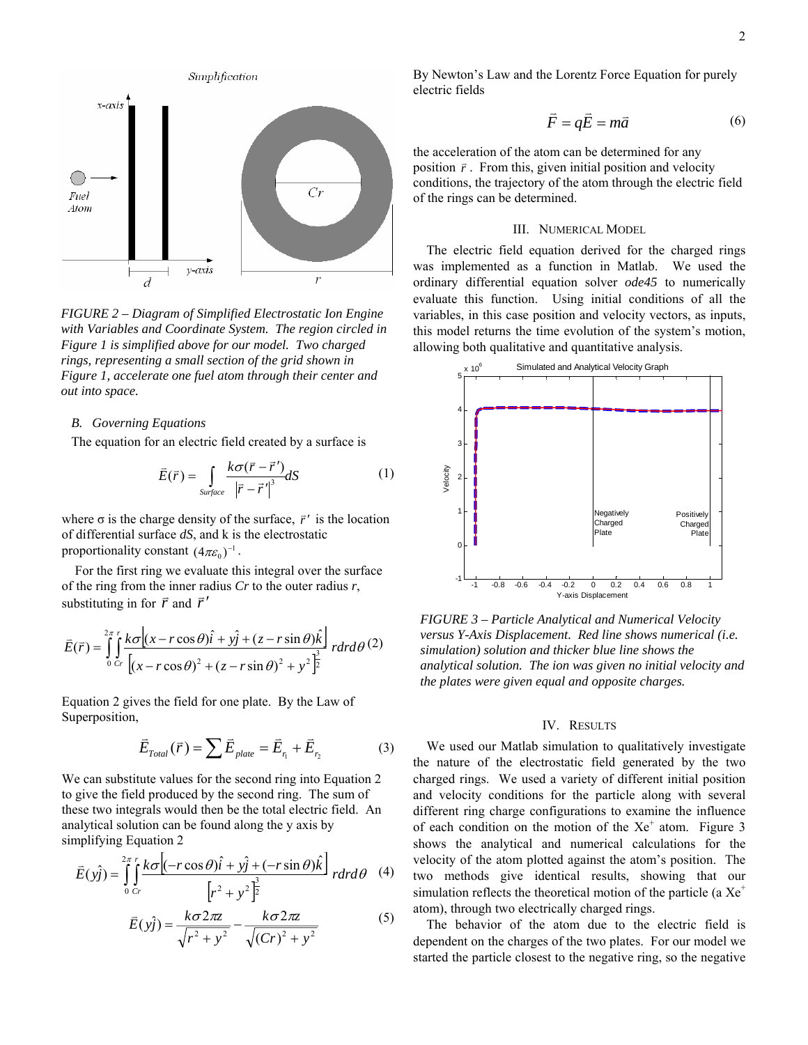*FIGURE 2 – Diagram of Simplified Electrostatic Ion Engine with Variables and Coordinate System. The region circled in Figure 1 is simplified above for our model. Two charged rings, representing a small section of the grid shown in Figure 1, accelerate one fuel atom through their center and out into space.*

### B. Governing Equations

The equation for an electric field created by a surface is

$$\vec{E}(\vec{r}) = \int_{Surface} \frac{k\sigma(\vec{r}-\vec{r}\,')}{\left|\vec{r}-\vec{r}\,'\right|^3} dS \tag{1}$$

where σ is the charge density of the surface, $\vec{r}\,'$ is the location of differential surface *dS*, and k is the electrostatic proportionality constant $(4\pi\varepsilon_0)^{-1}$.

For the first ring we evaluate this integral over the surface of the ring from the inner radius *Cr* to the outer radius *r*, substituting in for $\vec{r}$ and $\vec{r}\,'$

$$\vec{E}(\vec{r}) = \int_0^{2\pi}\int_{Cr}^{r} \frac{k\sigma\left[(x - r\cos\theta)\hat{i} + y\hat{j} + (z - r\sin\theta)\hat{k}\right]}{\left[(x - r\cos\theta)^2 + (z - r\sin\theta)^2 + y^2\right]^{\frac{3}{2}}} \, r dr d\theta \tag{2}$$

Equation 2 gives the field for one plate. By the Law of Superposition,

$$\vec{E}_{Total}(\vec{r}) = \sum \vec{E}_{plate} = \vec{E}_{r_1} + \vec{E}_{r_2} \tag{3}$$

We can substitute values for the second ring into Equation 2 to give the field produced by the second ring. The sum of these two integrals would then be the total electric field. An analytical solution can be found along the y axis by simplifying Equation 2

$$\vec{E}(y\hat{j}) = \int_0^{2\pi}\int_{Cr}^{r} \frac{k\sigma\left[(-r\cos\theta)\hat{i} + y\hat{j} + (-r\sin\theta)\hat{k}\right]}{\left[r^2 + y^2\right]^{\frac{3}{2}}} \, r dr d\theta \tag{4}$$

$$\vec{E}(y\hat{j}) = \frac{k\sigma 2\pi z}{\sqrt{r^2 + y^2}} - \frac{k\sigma 2\pi z}{\sqrt{(Cr)^2 + y^2}} \tag{5}$$

By Newton's Law and the Lorentz Force Equation for purely electric fields

$$\vec{F} = q\vec{E} = m\vec{a} \tag{6}$$

the acceleration of the atom can be determined for any position $\vec{r}$. From this, given initial position and velocity conditions, the trajectory of the atom through the electric field of the rings can be determined.

## III. Numerical Model

The electric field equation derived for the charged rings was implemented as a function in Matlab. We used the ordinary differential equation solver *ode45* to numerically evaluate this function. Using initial conditions of all the variables, in this case position and velocity vectors, as inputs, this model returns the time evolution of the system's motion, allowing both qualitative and quantitative analysis.

*FIGURE 3 – Particle Analytical and Numerical Velocity versus Y-Axis Displacement. Red line shows numerical (i.e. simulation) solution and thicker blue line shows the analytical solution. The ion was given no initial velocity and the plates were given equal and opposite charges.*

## IV. Results

We used our Matlab simulation to qualitatively investigate the nature of the electrostatic field generated by the two charged rings. We used a variety of different initial position and velocity conditions for the particle along with several different ring charge configurations to examine the influence of each condition on the motion of the $Xe^+$ atom. Figure 3 shows the analytical and numerical calculations for the velocity of the atom plotted against the atom's position. The two methods give identical results, showing that our simulation reflects the theoretical motion of the particle (a $Xe^+$ atom), through two electrically charged rings.

The behavior of the atom due to the electric field is dependent on the charges of the two plates. For our model we started the particle closest to the negative ring, so the negative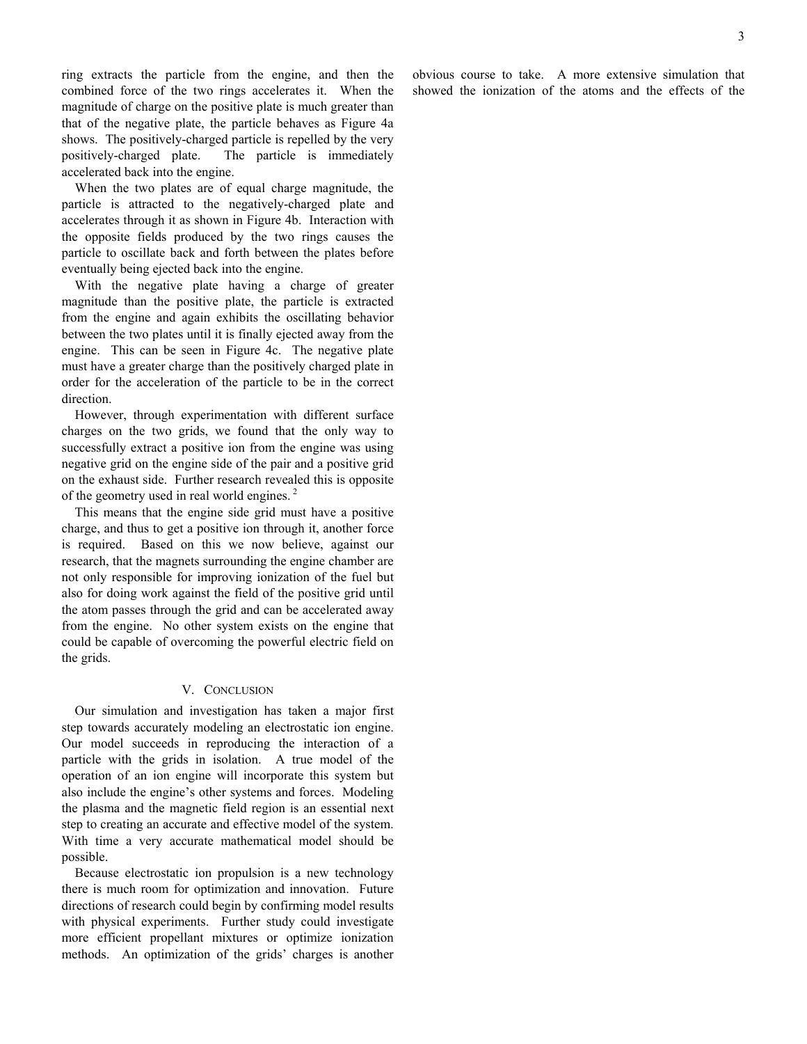ring extracts the particle from the engine, and then the combined force of the two rings accelerates it. When the magnitude of charge on the positive plate is much greater than that of the negative plate, the particle behaves as Figure 4a shows. The positively-charged particle is repelled by the very positively-charged plate. The particle is immediately accelerated back into the engine.

When the two plates are of equal charge magnitude, the particle is attracted to the negatively-charged plate and accelerates through it as shown in Figure 4b. Interaction with the opposite fields produced by the two rings causes the particle to oscillate back and forth between the plates before eventually being ejected back into the engine.

With the negative plate having a charge of greater magnitude than the positive plate, the particle is extracted from the engine and again exhibits the oscillating behavior between the two plates until it is finally ejected away from the engine. This can be seen in Figure 4c. The negative plate must have a greater charge than the positively charged plate in order for the acceleration of the particle to be in the correct direction.

However, through experimentation with different surface charges on the two grids, we found that the only way to successfully extract a positive ion from the engine was using negative grid on the engine side of the pair and a positive grid on the exhaust side. Further research revealed this is opposite of the geometry used in real world engines. [2]

This means that the engine side grid must have a positive charge, and thus to get a positive ion through it, another force is required. Based on this we now believe, against our research, that the magnets surrounding the engine chamber are not only responsible for improving ionization of the fuel but also for doing work against the field of the positive grid until the atom passes through the grid and can be accelerated away from the engine. No other system exists on the engine that could be capable of overcoming the powerful electric field on the grids.

## V. Conclusion

Our simulation and investigation has taken a major first step towards accurately modeling an electrostatic ion engine. Our model succeeds in reproducing the interaction of a particle with the grids in isolation. A true model of the operation of an ion engine will incorporate this system but also include the engine's other systems and forces. Modeling the plasma and the magnetic field region is an essential next step to creating an accurate and effective model of the system. With time a very accurate mathematical model should be possible.

Because electrostatic ion propulsion is a new technology there is much room for optimization and innovation. Future directions of research could begin by confirming model results with physical experiments. Further study could investigate more efficient propellant mixtures or optimize ionization methods. An optimization of the grids' charges is another obvious course to take. A more extensive simulation that showed the ionization of the atoms and the effects of the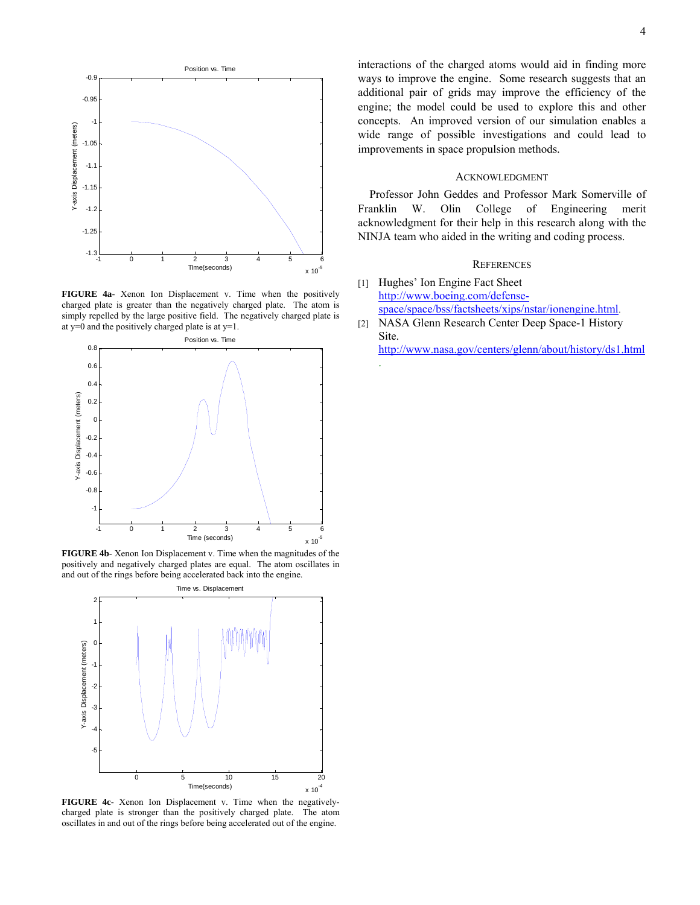Position vs. Time

-0.9
-0.95
-1
-1.05
-1.1
-1.15
-1.2
-1.25
-1.3

Y-axis Displacement (meters)

-1 0 1 2 3 4 5 6

TIme(seconds)

x 10$^{-5}$

**FIGURE 4a**- Xenon Ion Displacement v. Time when the positively charged plate is greater than the negatively charged plate. The atom is simply repelled by the large positive field. The negatively charged plate is at y=0 and the positively charged plate is at y=1.

Position vs. Time

0.8
0.6
0.4
0.2
0
-0.2
-0.4
-0.6
-0.8
-1

Y-axis Displacement (meters)

-1 0 1 2 3 4 5 6

Time (seconds)

x 10$^{-5}$

**FIGURE 4b**- Xenon Ion Displacement v. Time when the magnitudes of the positively and negatively charged plates are equal. The atom oscillates in and out of the rings before being accelerated back into the engine.

Time vs. Displacement

2
1
0
-1
-2
-3
-4
-5

Y-axis Displacement (meters)

0 5 10 15 20

Time(seconds)

x 10$^{-4}$

**FIGURE 4c**- Xenon Ion Displacement v. Time when the negatively-charged plate is stronger than the positively charged plate. The atom oscillates in and out of the rings before being accelerated out of the engine.

interactions of the charged atoms would aid in finding more ways to improve the engine. Some research suggests that an additional pair of grids may improve the efficiency of the engine; the model could be used to explore this and other concepts. An improved version of our simulation enables a wide range of possible investigations and could lead to improvements in space propulsion methods.

## Acknowledgment

Professor John Geddes and Professor Mark Somerville of Franklin W. Olin College of Engineering merit acknowledgment for their help in this research along with the NINJA team who aided in the writing and coding process.

## References

[1] Hughes' Ion Engine Fact Sheet http://www.boeing.com/defense-space/space/bss/factsheets/xips/nstar/ionengine.html.

[2] NASA Glenn Research Center Deep Space-1 History Site. http://www.nasa.gov/centers/glenn/about/history/ds1.html.